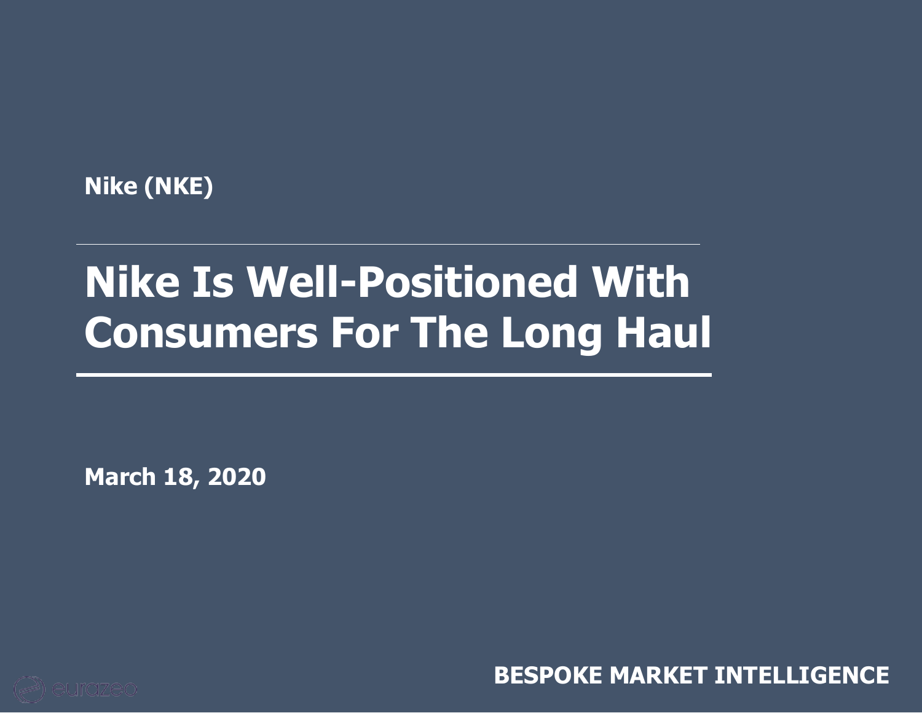**Nike (NKE)**

# Nike Is Well-Positioned With Consumers For The Long Haul

**March 18, 2020**

eurazeo

**BESPOKE MARKET INTELLIGENCE**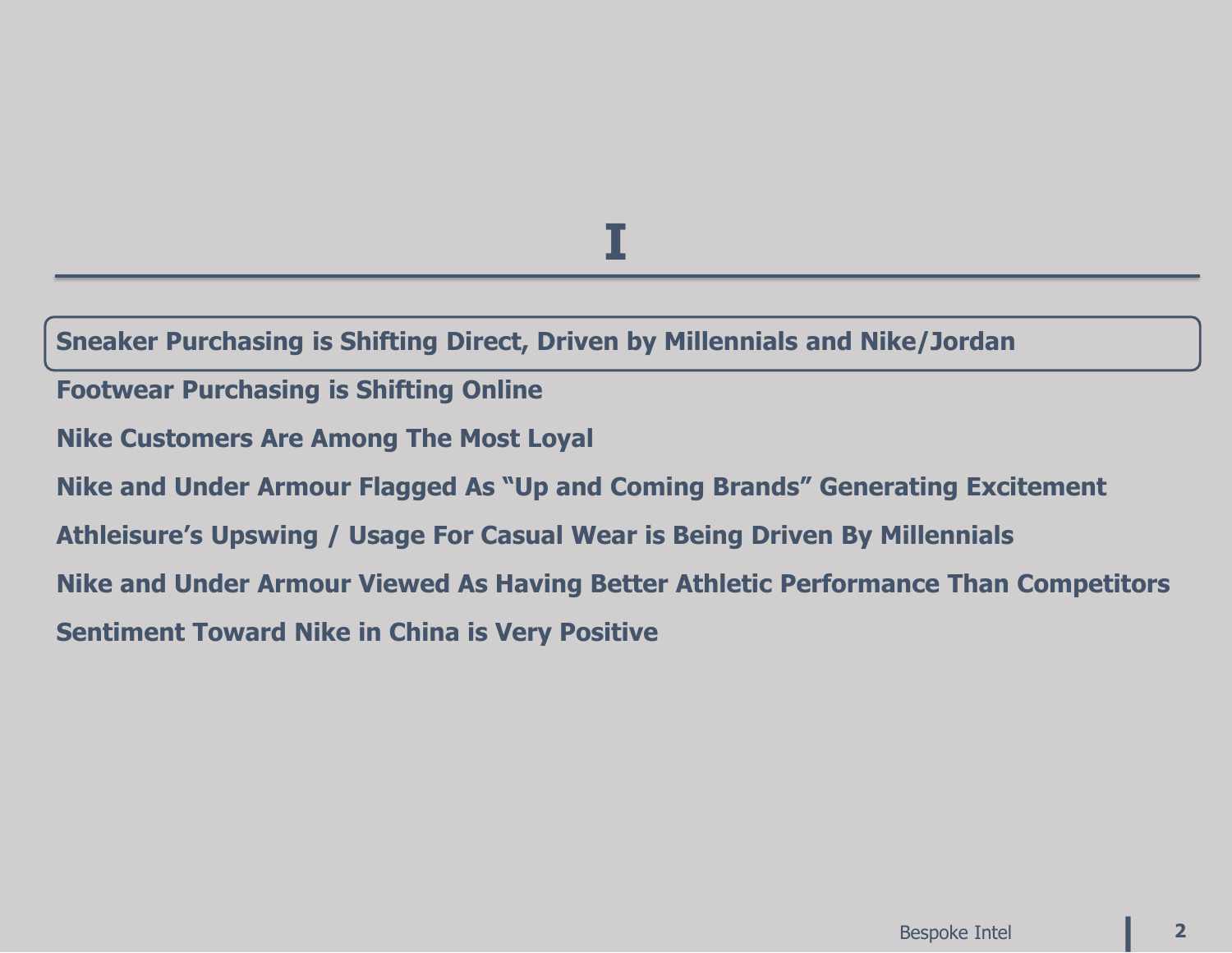# I

**Sneaker Purchasing is Shifting Direct, Driven by Millennials and Nike/Jordan**

**Footwear Purchasing is Shifting Online**

**Nike Customers Are Among The Most Loyal**

**Nike and Under Armour Flagged As "Up and Coming Brands" Generating Excitement**

**Athleisure's Upswing / Usage For Casual Wear is Being Driven By Millennials**

**Nike and Under Armour Viewed As Having Better Athletic Performance Than Competitors**

**Sentiment Toward Nike in China is Very Positive**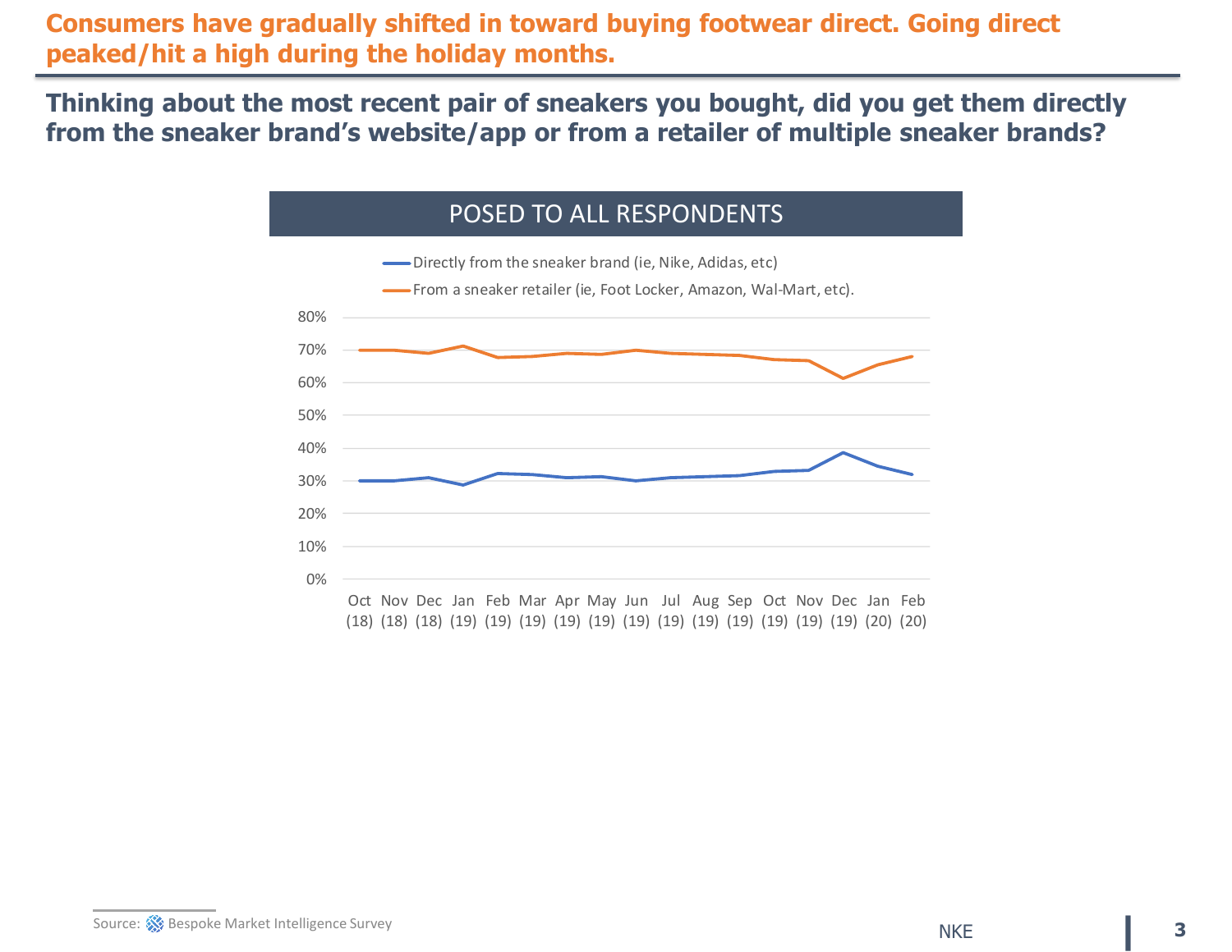# Consumers have gradually shifted in toward buying footwear direct. Going direct peaked/hit a high during the holiday months.

## Thinking about the most recent pair of sneakers you bought, did you get them directly from the sneaker brand's website/app or from a retailer of multiple sneaker brands?

POSED TO ALL RESPONDENTS

Directly from the sneaker brand (ie, Nike, Adidas, etc)

From a sneaker retailer (ie, Foot Locker, Amazon, Wal-Mart, etc).

80%
70%
60%
50%
40%
30%
20%
10%
0%

Oct (18) Nov (18) Dec (18) Jan (19) Feb (19) Mar (19) Apr (19) May (19) Jun (19) Jul (19) Aug (19) Sep (19) Oct (19) Nov (19) Dec (19) Jan (20) Feb (20)

Source: Bespoke Market Intelligence Survey

NKE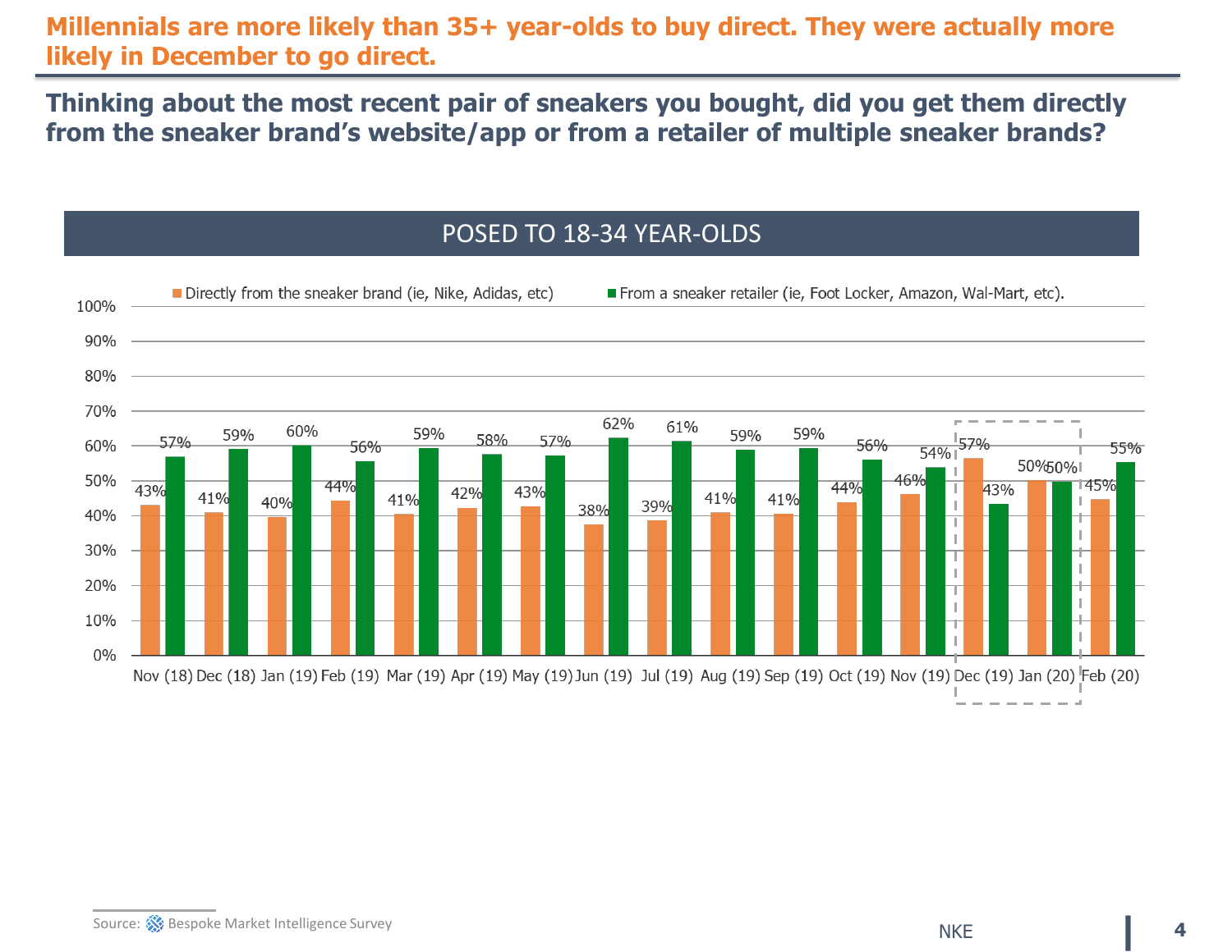# Millennials are more likely than 35+ year-olds to buy direct. They were actually more likely in December to go direct.

## Thinking about the most recent pair of sneakers you bought, did you get them directly from the sneaker brand's website/app or from a retailer of multiple sneaker brands?

POSED TO 18-34 YEAR-OLDS

Directly from the sneaker brand (ie, Nike, Adidas, etc)
From a sneaker retailer (ie, Foot Locker, Amazon, Wal-Mart, etc).

100%
90%
80%
70%
60%
50%
40%
30%
20%
10%
0%

Nov (18): 43% 57%
Dec (18): 41% 59%
Jan (19): 40% 60%
Feb (19): 44% 56%
Mar (19): 41% 59%
Apr (19): 42% 58%
May (19): 43% 57%
Jun (19): 38% 62%
Jul (19): 39% 61%
Aug (19): 41% 59%
Sep (19): 41% 59%
Oct (19): 44% 56%
Nov (19): 46% 54%
Dec (19): 57% 43%
Jan (20): 50% 50%
Feb (20): 45% 55%

Source: Bespoke Market Intelligence Survey

NKE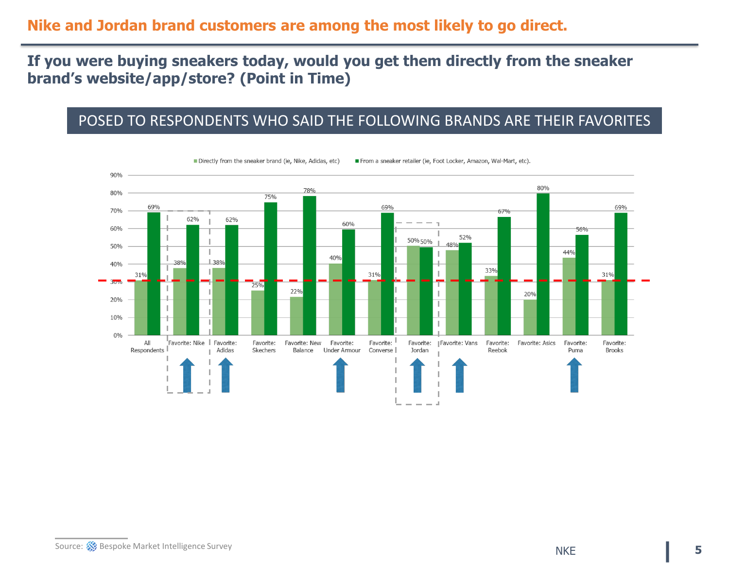## Nike and Jordan brand customers are among the most likely to go direct.

### If you were buying sneakers today, would you get them directly from the sneaker brand's website/app/store? (Point in Time)

POSED TO RESPONDENTS WHO SAID THE FOLLOWING BRANDS ARE THEIR FAVORITES

Directly from the sneaker brand (ie, Nike, Adidas, etc)
From a sneaker retailer (ie, Foot Locker, Amazon, Wal-Mart, etc).

90%
80%
70%
60%
50%
40%
30%
20%
10%
0%

All Respondents: 31% 69%
Favorite: Nike: 38% 62%
Favorite: Adidas: 38% 62%
Favorite: Skechers: 25% 75%
Favorite: New Balance: 22% 78%
Favorite: Under Armour: 40% 60%
Favorite: Converse: 31% 69%
Favorite: Jordan: 50% 50%
Favorite: Vans: 48% 52%
Favorite: Reebok: 33% 67%
Favorite: Asics: 20% 80%
Favorite: Puma: 44% 56%
Favorite: Brooks: 31% 69%

Source: Bespoke Market Intelligence Survey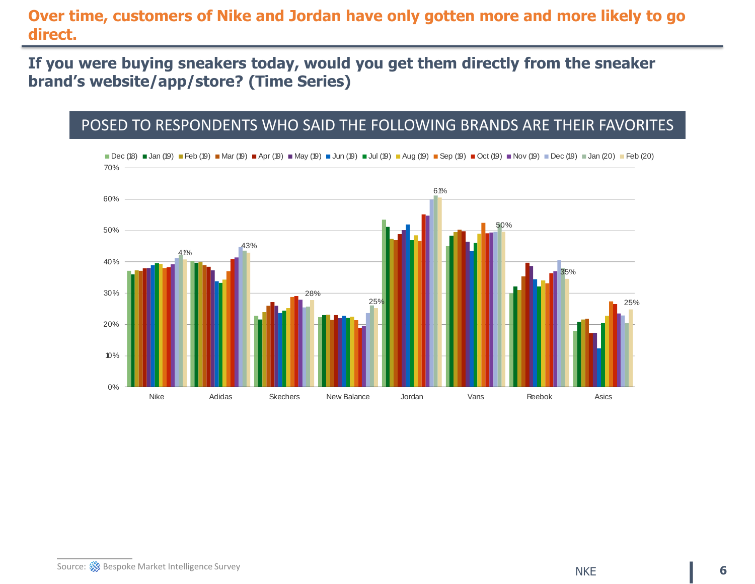# Over time, customers of Nike and Jordan have only gotten more and more likely to go direct.

## If you were buying sneakers today, would you get them directly from the sneaker brand's website/app/store? (Time Series)

POSED TO RESPONDENTS WHO SAID THE FOLLOWING BRANDS ARE THEIR FAVORITES

Dec (18), Jan (19), Feb (19), Mar (19), Apr (19), May (19), Jun (19), Jul (19), Aug (19), Sep (19), Oct (19), Nov (19), Dec (19), Jan (20), Feb (20)

70%
60%
50%
40%
30%
20%
10%
0%

Nike 41%
Adidas 43%
Skechers 28%
New Balance 25%
Jordan 61%
Vans 50%
Reebok 35%
Asics 25%

Source: Bespoke Market Intelligence Survey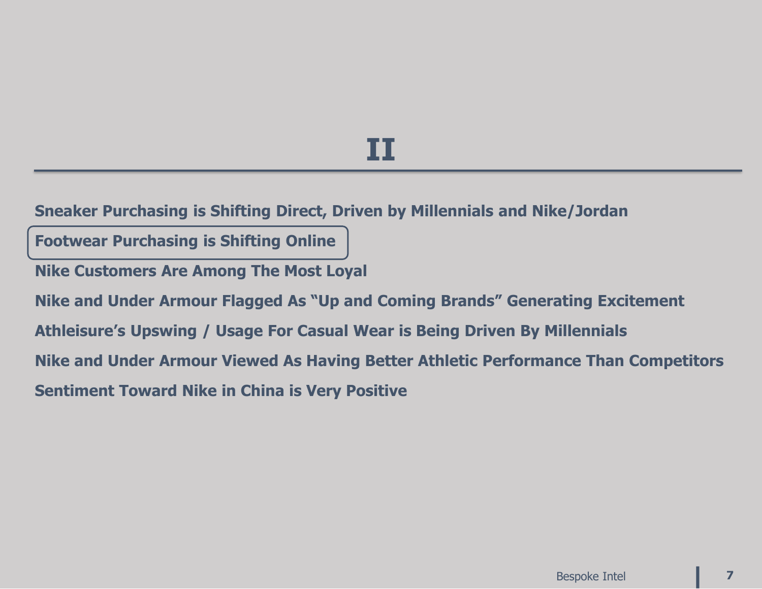# II

**Sneaker Purchasing is Shifting Direct, Driven by Millennials and Nike/Jordan**

**Footwear Purchasing is Shifting Online**

**Nike Customers Are Among The Most Loyal**

**Nike and Under Armour Flagged As "Up and Coming Brands" Generating Excitement**

**Athleisure's Upswing / Usage For Casual Wear is Being Driven By Millennials**

**Nike and Under Armour Viewed As Having Better Athletic Performance Than Competitors**

**Sentiment Toward Nike in China is Very Positive**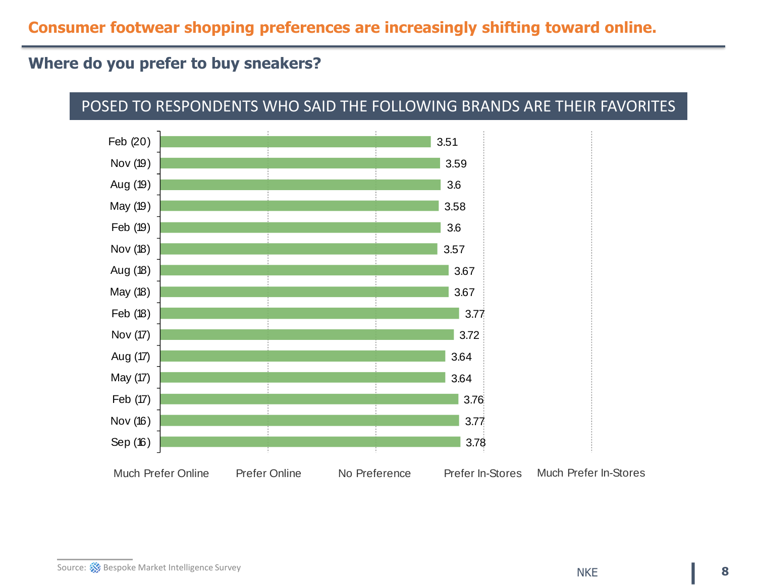## Consumer footwear shopping preferences are increasingly shifting toward online.

### Where do you prefer to buy sneakers?

POSED TO RESPONDENTS WHO SAID THE FOLLOWING BRANDS ARE THEIR FAVORITES

| Survey | Score |
|---|---|
| Feb (20) | 3.51 |
| Nov (19) | 3.59 |
| Aug (19) | 3.6 |
| May (19) | 3.58 |
| Feb (19) | 3.6 |
| Nov (18) | 3.57 |
| Aug (18) | 3.67 |
| May (18) | 3.67 |
| Feb (18) | 3.77 |
| Nov (17) | 3.72 |
| Aug (17) | 3.64 |
| May (17) | 3.64 |
| Feb (17) | 3.76 |
| Nov (16) | 3.77 |
| Sep (16) | 3.78 |

Scale: Much Prefer Online — Prefer Online — No Preference — Prefer In-Stores — Much Prefer In-Stores

Source: Bespoke Market Intelligence Survey

NKE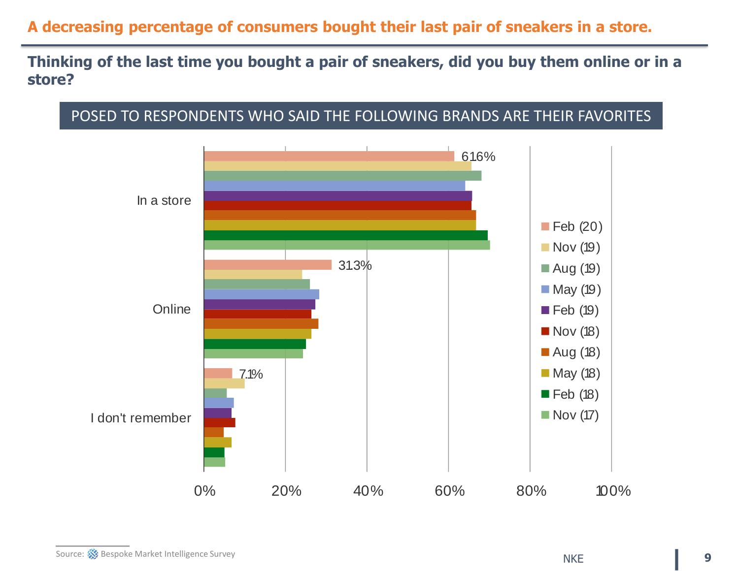# A decreasing percentage of consumers bought their last pair of sneakers in a store.

## Thinking of the last time you bought a pair of sneakers, did you buy them online or in a store?

POSED TO RESPONDENTS WHO SAID THE FOLLOWING BRANDS ARE THEIR FAVORITES

In a store
616%
Online
31.3%
I don't remember
7.1%

0%
20%
40%
60%
80%
100%

Feb (20)
Nov (19)
Aug (19)
May (19)
Feb (19)
Nov (18)
Aug (18)
May (18)
Feb (18)
Nov (17)

Source: Bespoke Market Intelligence Survey

NKE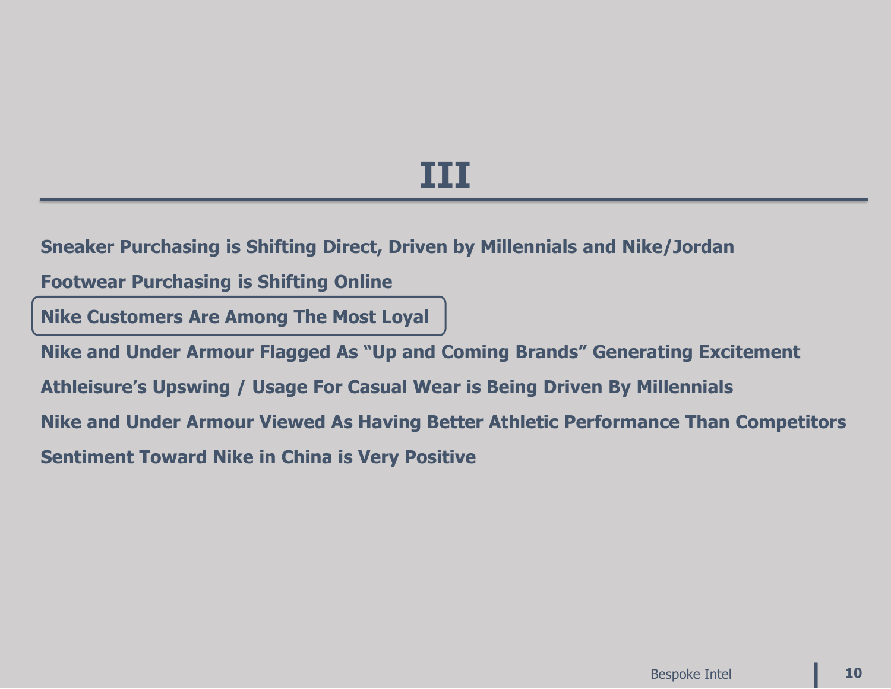# III

**Sneaker Purchasing is Shifting Direct, Driven by Millennials and Nike/Jordan**

**Footwear Purchasing is Shifting Online**

**Nike Customers Are Among The Most Loyal**

**Nike and Under Armour Flagged As "Up and Coming Brands" Generating Excitement**

**Athleisure's Upswing / Usage For Casual Wear is Being Driven By Millennials**

**Nike and Under Armour Viewed As Having Better Athletic Performance Than Competitors**

**Sentiment Toward Nike in China is Very Positive**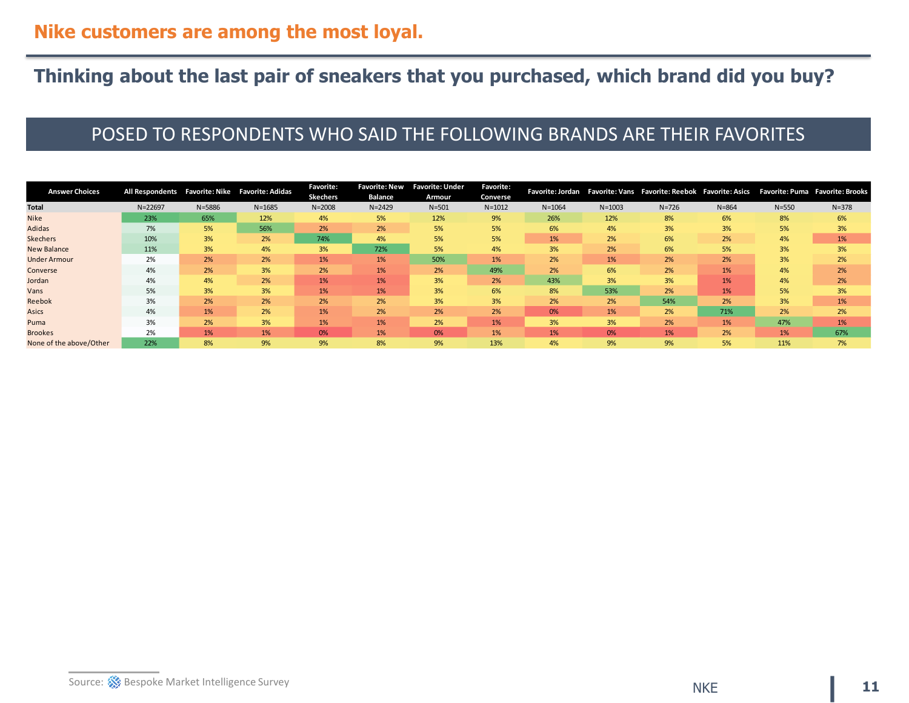## Nike customers are among the most loyal.

### Thinking about the last pair of sneakers that you purchased, which brand did you buy?

**POSED TO RESPONDENTS WHO SAID THE FOLLOWING BRANDS ARE THEIR FAVORITES**

| Answer Choices | All Respondents | Favorite: Nike | Favorite: Adidas | Favorite: Skechers | Favorite: New Balance | Favorite: Under Armour | Favorite: Converse | Favorite: Jordan | Favorite: Vans | Favorite: Reebok | Favorite: Asics | Favorite: Puma | Favorite: Brooks |
|---|---|---|---|---|---|---|---|---|---|---|---|---|---|
| Total | N=22697 | N=5886 | N=1685 | N=2008 | N=2429 | N=501 | N=1012 | N=1064 | N=1003 | N=726 | N=864 | N=550 | N=378 |
| Nike | 23% | 65% | 12% | 4% | 5% | 12% | 9% | 26% | 12% | 8% | 6% | 8% | 6% |
| Adidas | 7% | 5% | 56% | 2% | 2% | 5% | 5% | 6% | 4% | 3% | 3% | 5% | 3% |
| Skechers | 10% | 3% | 2% | 74% | 4% | 5% | 5% | 1% | 2% | 6% | 2% | 4% | 1% |
| New Balance | 11% | 3% | 4% | 3% | 72% | 5% | 4% | 3% | 2% | 6% | 5% | 3% | 3% |
| Under Armour | 2% | 2% | 2% | 1% | 1% | 50% | 1% | 2% | 1% | 2% | 2% | 3% | 2% |
| Converse | 4% | 2% | 3% | 2% | 1% | 2% | 49% | 2% | 6% | 2% | 1% | 4% | 2% |
| Jordan | 4% | 4% | 2% | 1% | 1% | 3% | 2% | 43% | 3% | 3% | 1% | 4% | 2% |
| Vans | 5% | 3% | 3% | 1% | 1% | 3% | 6% | 8% | 53% | 2% | 1% | 5% | 3% |
| Reebok | 3% | 2% | 2% | 2% | 2% | 3% | 3% | 2% | 2% | 54% | 2% | 3% | 1% |
| Asics | 4% | 1% | 2% | 1% | 2% | 2% | 2% | 0% | 1% | 2% | 71% | 2% | 2% |
| Puma | 3% | 2% | 3% | 1% | 1% | 2% | 1% | 3% | 3% | 2% | 1% | 47% | 1% |
| Brookes | 2% | 1% | 1% | 0% | 1% | 0% | 1% | 1% | 0% | 1% | 2% | 1% | 67% |
| None of the above/Other | 22% | 8% | 9% | 9% | 8% | 9% | 13% | 4% | 9% | 9% | 5% | 11% | 7% |

Source: Bespoke Market Intelligence Survey

NKE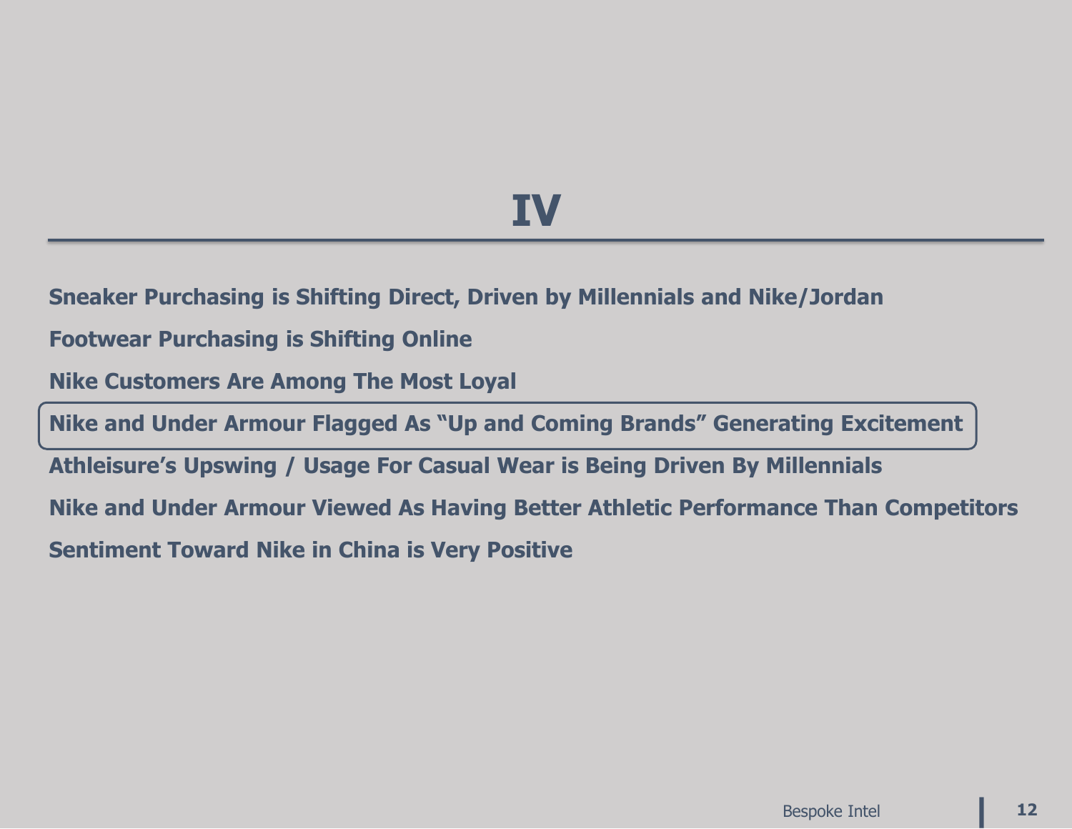# IV

**Sneaker Purchasing is Shifting Direct, Driven by Millennials and Nike/Jordan**

**Footwear Purchasing is Shifting Online**

**Nike Customers Are Among The Most Loyal**

**Nike and Under Armour Flagged As "Up and Coming Brands" Generating Excitement**

**Athleisure's Upswing / Usage For Casual Wear is Being Driven By Millennials**

**Nike and Under Armour Viewed As Having Better Athletic Performance Than Competitors**

**Sentiment Toward Nike in China is Very Positive**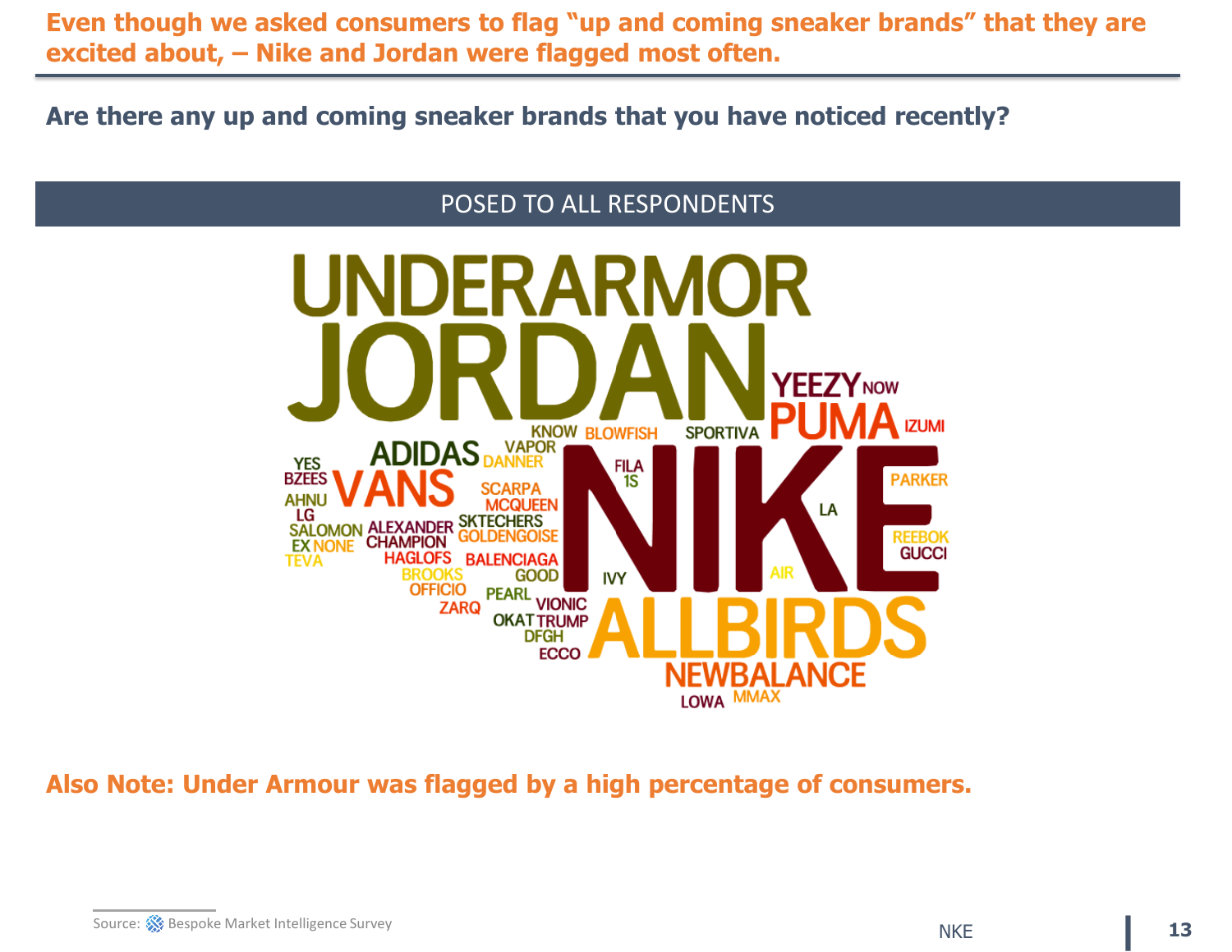**Even though we asked consumers to flag "up and coming sneaker brands" that they are excited about, – Nike and Jordan were flagged most often.**

## Are there any up and coming sneaker brands that you have noticed recently?

POSED TO ALL RESPONDENTS

UNDERARMOR
JORDAN
YEEZY NOW
PUMA IZUMI
KNOW BLOWFISH SPORTIVA
ADIDAS VAPOR
YES DANNER
BZEES VANS FILA
AHNU 1S
LG SCARPA
SALOMON MCQUEEN
EX NONE ALEXANDER SKTECHERS
TEVA CHAMPION GOLDENGOISE
HAGLOFS BALENCIAGA
BROOKS GOOD
OFFICIO PEARL
ZARQ VIONIC
OKAT TRUMP
DFGH
ECCO
NIKE
PARKER
LA
REEBOK
GUCCI
AIR
IVY
ALLBIRDS
NEWBALANCE
LOWA MMAX

**Also Note: Under Armour was flagged by a high percentage of consumers.**

Source: Bespoke Market Intelligence Survey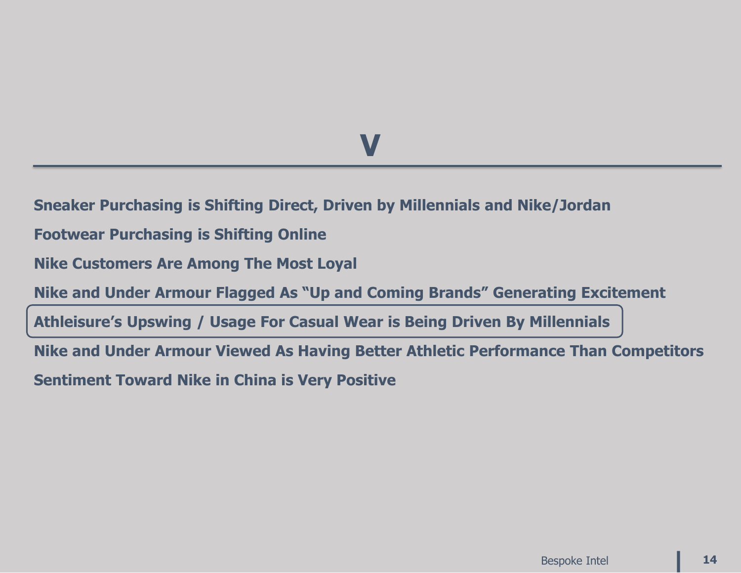# V

**Sneaker Purchasing is Shifting Direct, Driven by Millennials and Nike/Jordan**

**Footwear Purchasing is Shifting Online**

**Nike Customers Are Among The Most Loyal**

**Nike and Under Armour Flagged As “Up and Coming Brands” Generating Excitement**

**Athleisure’s Upswing / Usage For Casual Wear is Being Driven By Millennials**

**Nike and Under Armour Viewed As Having Better Athletic Performance Than Competitors**

**Sentiment Toward Nike in China is Very Positive**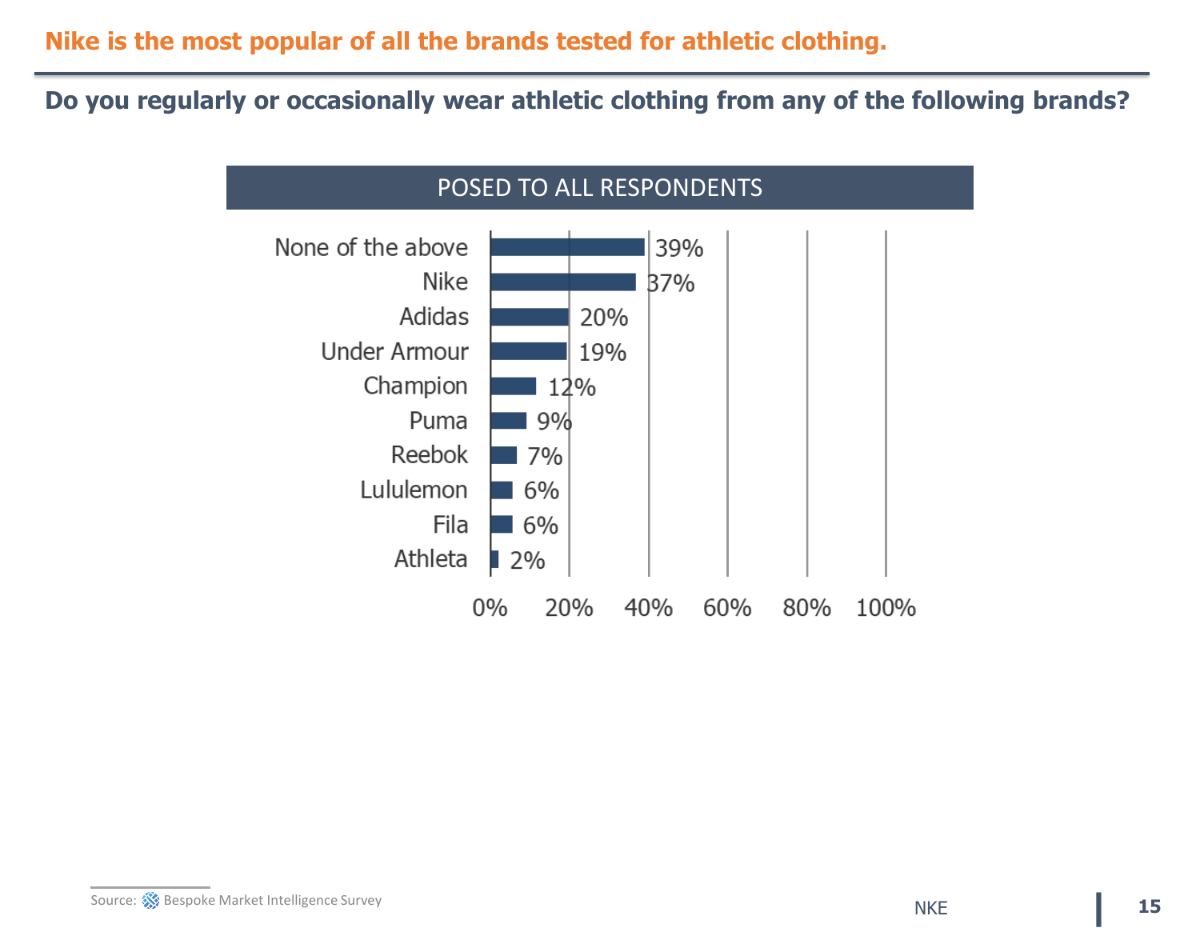## Nike is the most popular of all the brands tested for athletic clothing.

### Do you regularly or occasionally wear athletic clothing from any of the following brands?

POSED TO ALL RESPONDENTS

None of the above 39%
Nike 37%
Adidas 20%
Under Armour 19%
Champion 12%
Puma 9%
Reebok 7%
Lululemon 6%
Fila 6%
Athleta 2%

0% 20% 40% 60% 80% 100%

Source: Bespoke Market Intelligence Survey

NKE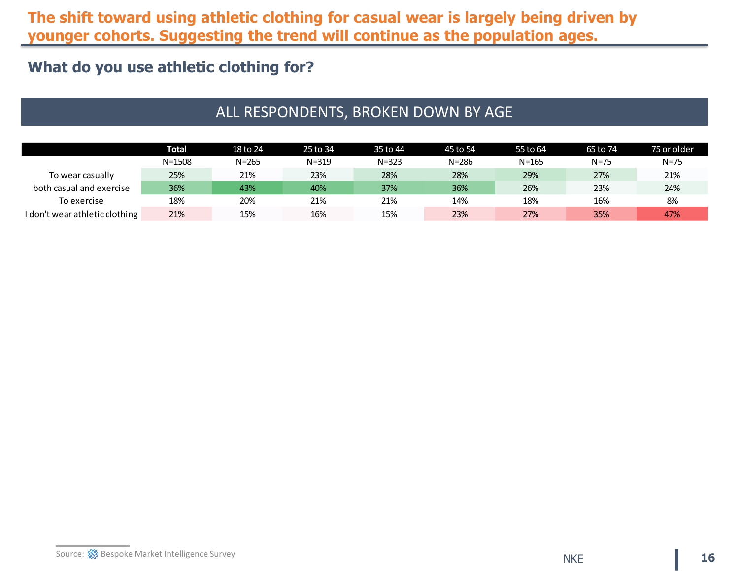# The shift toward using athletic clothing for casual wear is largely being driven by younger cohorts. Suggesting the trend will continue as the population ages.

## What do you use athletic clothing for?

### ALL RESPONDENTS, BROKEN DOWN BY AGE

| | Total | 18 to 24 | 25 to 34 | 35 to 44 | 45 to 54 | 55 to 64 | 65 to 74 | 75 or older |
|---|---|---|---|---|---|---|---|---|
| | N=1508 | N=265 | N=319 | N=323 | N=286 | N=165 | N=75 | N=75 |
| To wear casually | 25% | 21% | 23% | 28% | 28% | 29% | 27% | 21% |
| both casual and exercise | 36% | 43% | 40% | 37% | 36% | 26% | 23% | 24% |
| To exercise | 18% | 20% | 21% | 21% | 14% | 18% | 16% | 8% |
| I don't wear athletic clothing | 21% | 15% | 16% | 15% | 23% | 27% | 35% | 47% |

Source: Bespoke Market Intelligence Survey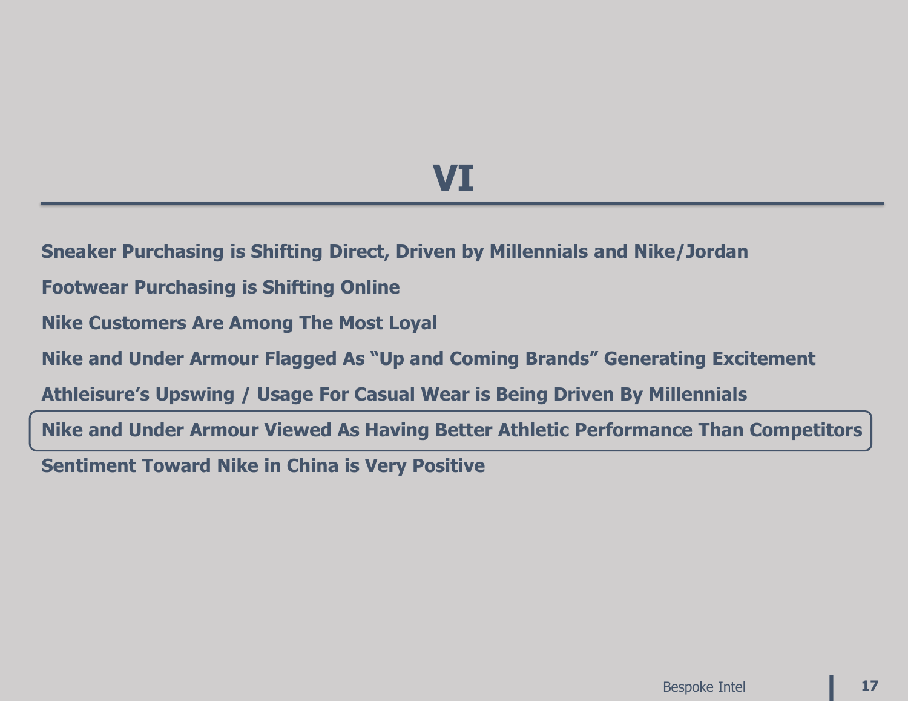# VI

**Sneaker Purchasing is Shifting Direct, Driven by Millennials and Nike/Jordan**

**Footwear Purchasing is Shifting Online**

**Nike Customers Are Among The Most Loyal**

**Nike and Under Armour Flagged As "Up and Coming Brands" Generating Excitement**

**Athleisure's Upswing / Usage For Casual Wear is Being Driven By Millennials**

**Nike and Under Armour Viewed As Having Better Athletic Performance Than Competitors**

**Sentiment Toward Nike in China is Very Positive**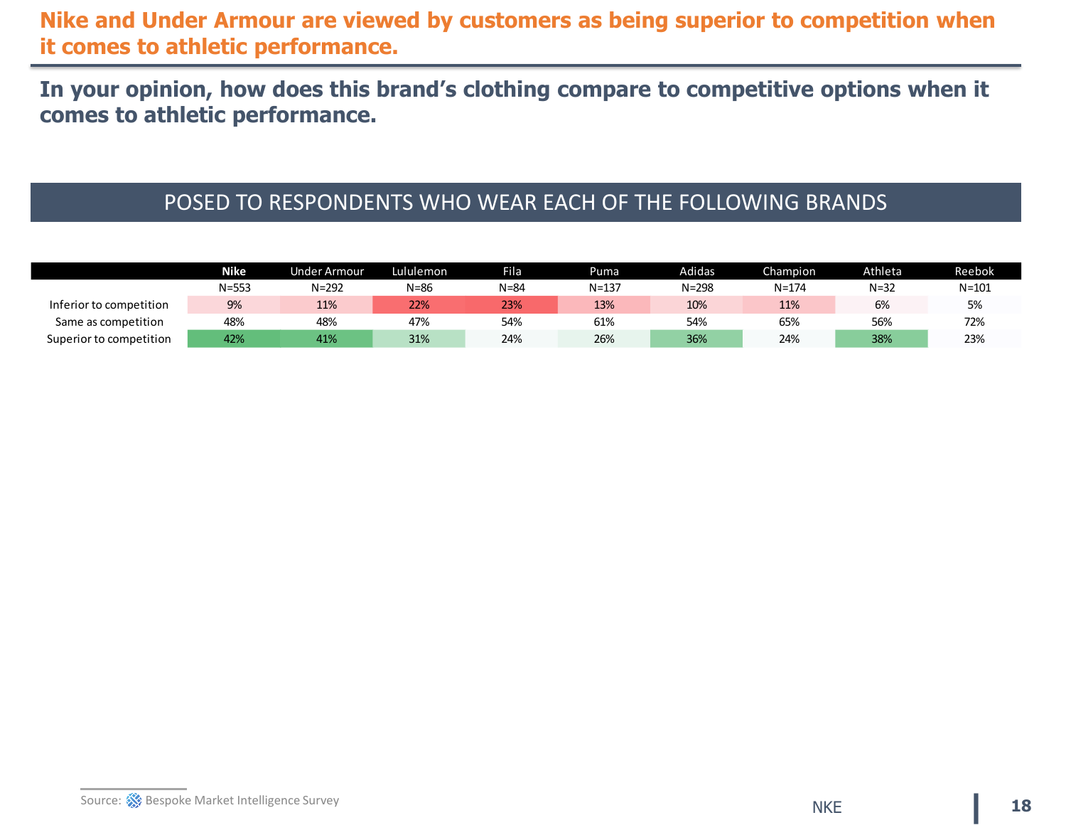# Nike and Under Armour are viewed by customers as being superior to competition when it comes to athletic performance.

## In your opinion, how does this brand's clothing compare to competitive options when it comes to athletic performance.

### POSED TO RESPONDENTS WHO WEAR EACH OF THE FOLLOWING BRANDS

| | **Nike** | Under Armour | Lululemon | Fila | Puma | Adidas | Champion | Athleta | Reebok |
|---|---|---|---|---|---|---|---|---|---|
| | N=553 | N=292 | N=86 | N=84 | N=137 | N=298 | N=174 | N=32 | N=101 |
| Inferior to competition | 9% | 11% | 22% | 23% | 13% | 10% | 11% | 6% | 5% |
| Same as competition | 48% | 48% | 47% | 54% | 61% | 54% | 65% | 56% | 72% |
| Superior to competition | 42% | 41% | 31% | 24% | 26% | 36% | 24% | 38% | 23% |

Source: Bespoke Market Intelligence Survey

NKE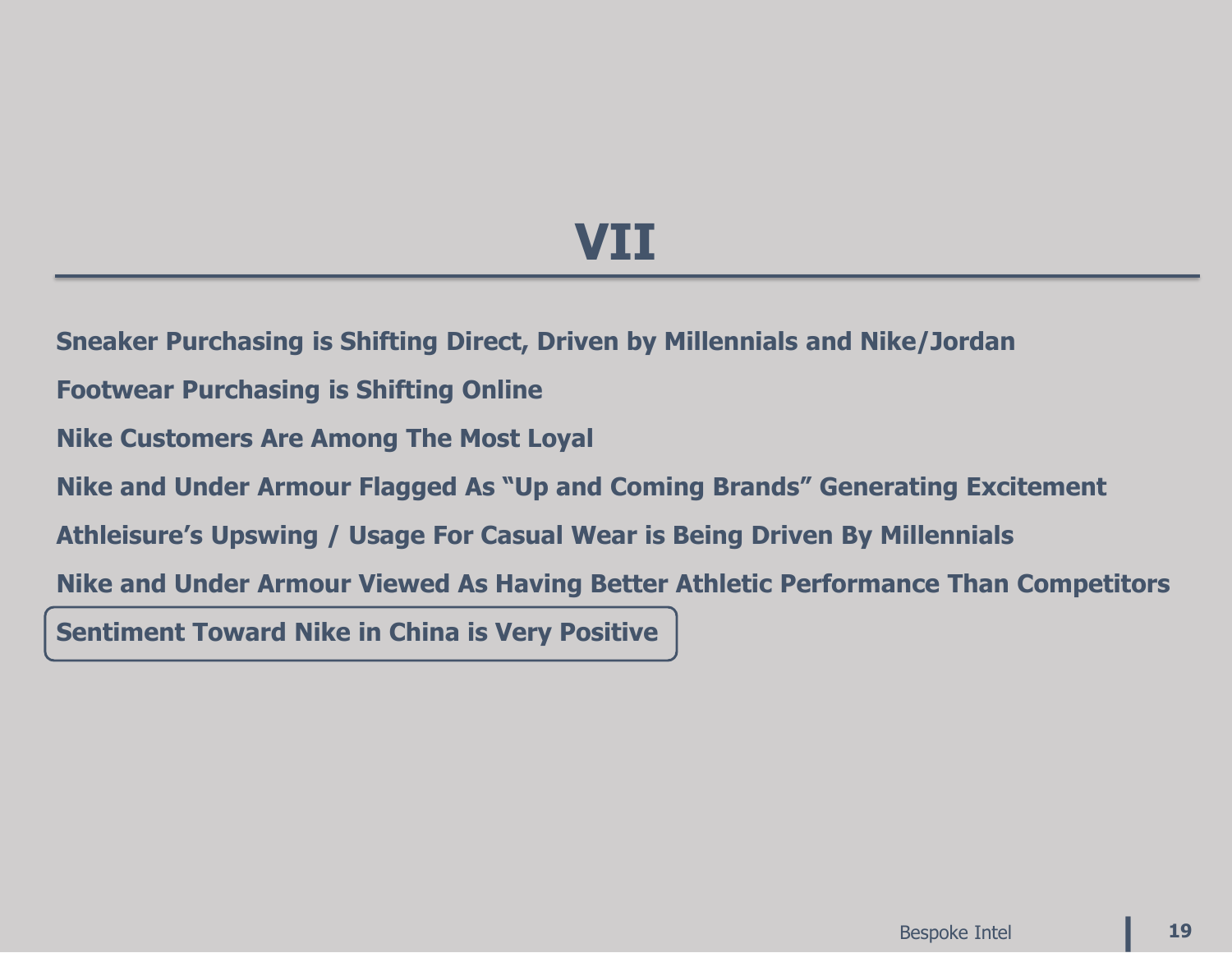# VII

Sneaker Purchasing is Shifting Direct, Driven by Millennials and Nike/Jordan

Footwear Purchasing is Shifting Online

Nike Customers Are Among The Most Loyal

Nike and Under Armour Flagged As "Up and Coming Brands" Generating Excitement

Athleisure's Upswing / Usage For Casual Wear is Being Driven By Millennials

Nike and Under Armour Viewed As Having Better Athletic Performance Than Competitors

**Sentiment Toward Nike in China is Very Positive**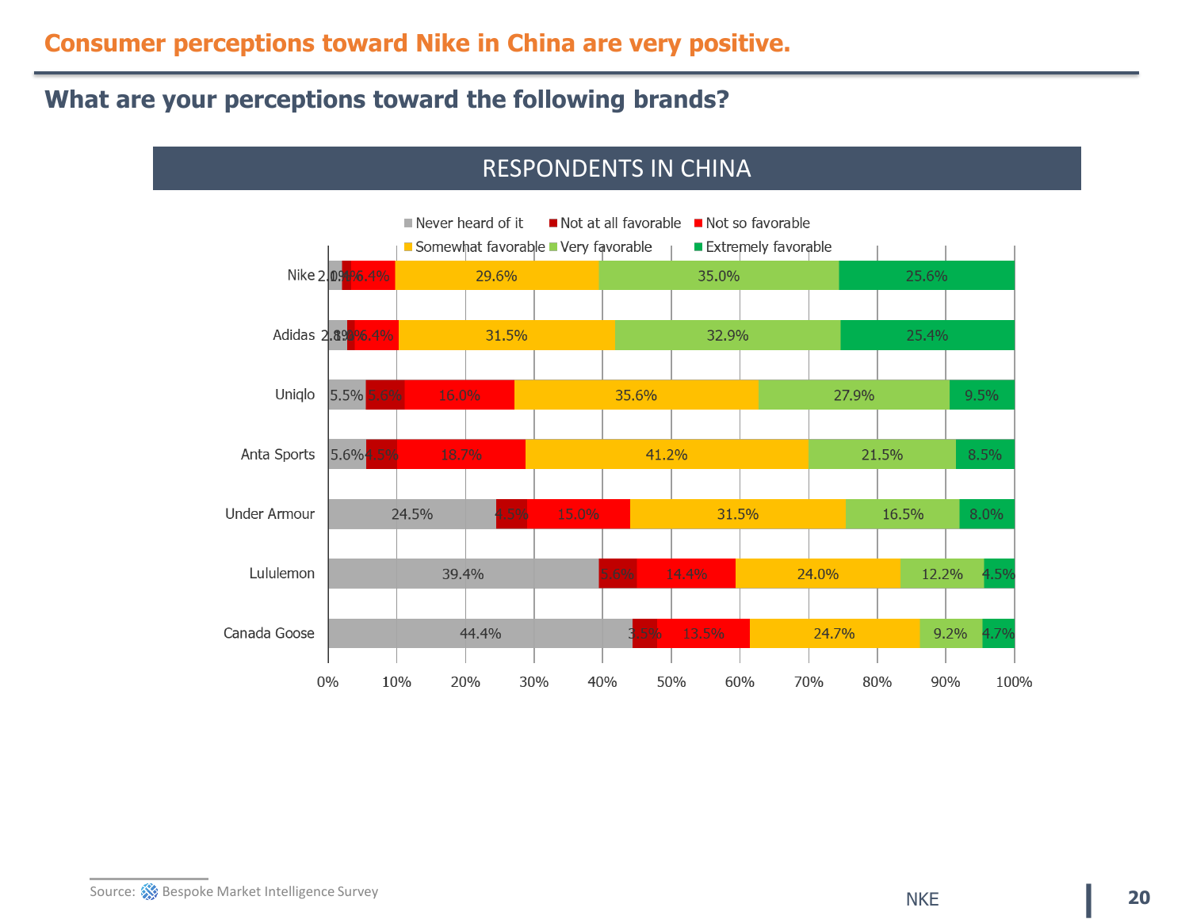# Consumer perceptions toward Nike in China are very positive.

## What are your perceptions toward the following brands?

RESPONDENTS IN CHINA

Never heard of it | Not at all favorable | Not so favorable | Somewhat favorable | Very favorable | Extremely favorable

Nike 2.0% 1.4% 6.4% 29.6% 35.0% 25.6%

Adidas 2.8% 1.0% 6.4% 31.5% 32.9% 25.4%

Uniqlo 5.5% 5.6% 16.0% 35.6% 27.9% 9.5%

Anta Sports 5.6% 4.5% 18.7% 41.2% 21.5% 8.5%

Under Armour 24.5% 4.5% 15.0% 31.5% 16.5% 8.0%

Lululemon 39.4% 5.6% 14.4% 24.0% 12.2% 4.5%

Canada Goose 44.4% 3.5% 13.5% 24.7% 9.2% 4.7%

0% 10% 20% 30% 40% 50% 60% 70% 80% 90% 100%

Source: Bespoke Market Intelligence Survey